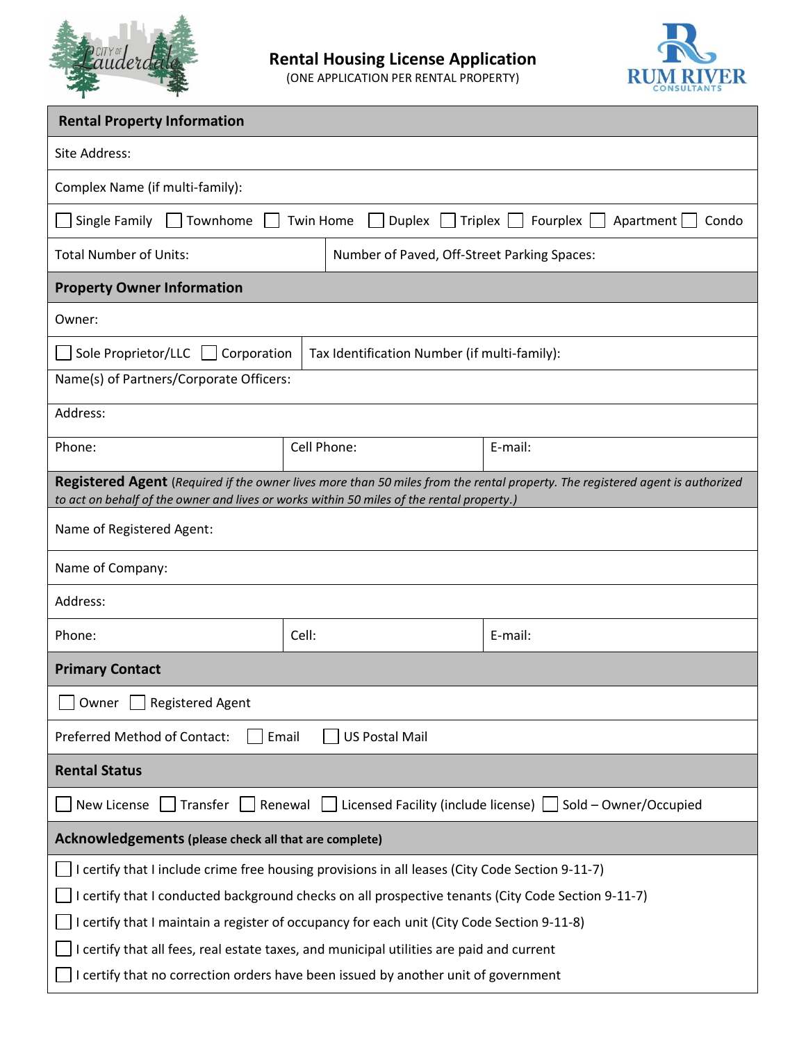# Rental Housing License Application

(ONE APPLICATION PER RENTAL PROPERTY)

## Rental Property Information

Site Address:

Complex Name (if multi-family):

☐ Single Family ☐ Townhome ☐ Twin Home ☐ Duplex ☐ Triplex ☐ Fourplex ☐ Apartment ☐ Condo

| Total Number of Units: | Number of Paved, Off-Street Parking Spaces: |
|---|---|

## Property Owner Information

Owner:

| ☐ Sole Proprietor/LLC ☐ Corporation | Tax Identification Number (if multi-family): |
|---|---|

Name(s) of Partners/Corporate Officers:

Address:

| Phone: | Cell Phone: | E-mail: |
|---|---|---|

## Registered Agent

*(Required if the owner lives more than 50 miles from the rental property. The registered agent is authorized to act on behalf of the owner and lives or works within 50 miles of the rental property.)*

Name of Registered Agent:

Name of Company:

Address:

| Phone: | Cell: | E-mail: |
|---|---|---|

## Primary Contact

☐ Owner ☐ Registered Agent

Preferred Method of Contact: ☐ Email ☐ US Postal Mail

## Rental Status

☐ New License ☐ Transfer ☐ Renewal ☐ Licensed Facility (include license) ☐ Sold – Owner/Occupied

## Acknowledgements (please check all that are complete)

☐ I certify that I include crime free housing provisions in all leases (City Code Section 9-11-7)

☐ I certify that I conducted background checks on all prospective tenants (City Code Section 9-11-7)

☐ I certify that I maintain a register of occupancy for each unit (City Code Section 9-11-8)

☐ I certify that all fees, real estate taxes, and municipal utilities are paid and current

☐ I certify that no correction orders have been issued by another unit of government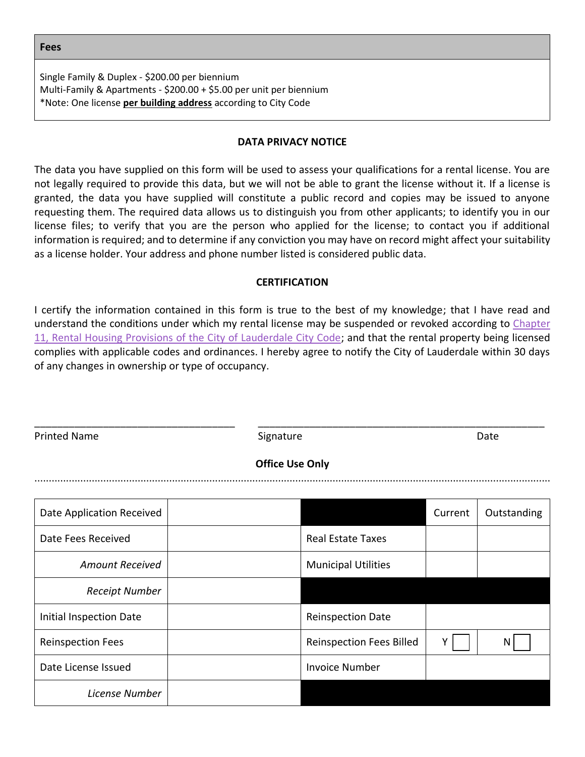**Fees**

Single Family & Duplex - $200.00 per biennium
Multi-Family & Apartments - $200.00 + $5.00 per unit per biennium
*Note: One license **per building address** according to City Code

**DATA PRIVACY NOTICE**

The data you have supplied on this form will be used to assess your qualifications for a rental license. You are not legally required to provide this data, but we will not be able to grant the license without it. If a license is granted, the data you have supplied will constitute a public record and copies may be issued to anyone requesting them. The required data allows us to distinguish you from other applicants; to identify you in our license files; to verify that you are the person who applied for the license; to contact you if additional information is required; and to determine if any conviction you may have on record might affect your suitability as a license holder. Your address and phone number listed is considered public data.

**CERTIFICATION**

I certify the information contained in this form is true to the best of my knowledge; that I have read and understand the conditions under which my rental license may be suspended or revoked according to Chapter 11, Rental Housing Provisions of the City of Lauderdale City Code; and that the rental property being licensed complies with applicable codes and ordinances. I hereby agree to notify the City of Lauderdale within 30 days of any changes in ownership or type of occupancy.

\_\_\_\_\_\_\_\_\_\_\_\_\_\_\_\_\_\_\_\_\_\_\_\_\_\_\_\_\_\_\_\_\_\_ \_\_\_\_\_\_\_\_\_\_\_\_\_\_\_\_\_\_\_\_\_\_\_\_\_\_\_\_\_\_\_\_\_\_\_\_\_\_\_\_\_\_\_\_\_\_\_\_

Printed Name Signature Date

**Office Use Only**

| | | | | |
|---|---|---|---|---|
| Date Application Received | | | Current | Outstanding |
| Date Fees Received | | Real Estate Taxes | | |
| *Amount Received* | | Municipal Utilities | | |
| *Receipt Number* | | | | |
| Initial Inspection Date | | Reinspection Date | | |
| Reinspection Fees | | Reinspection Fees Billed | Y ☐ | N ☐ |
| Date License Issued | | Invoice Number | | |
| *License Number* | | | | |